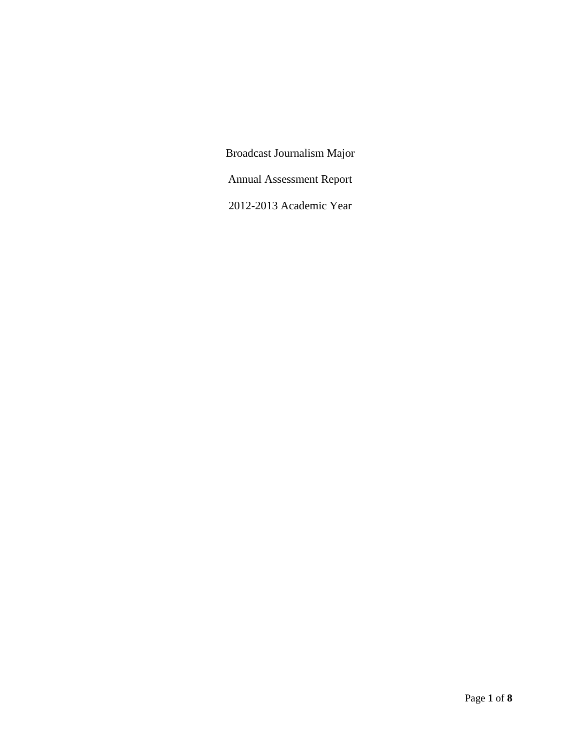Broadcast Journalism Major

Annual Assessment Report

2012-2013 Academic Year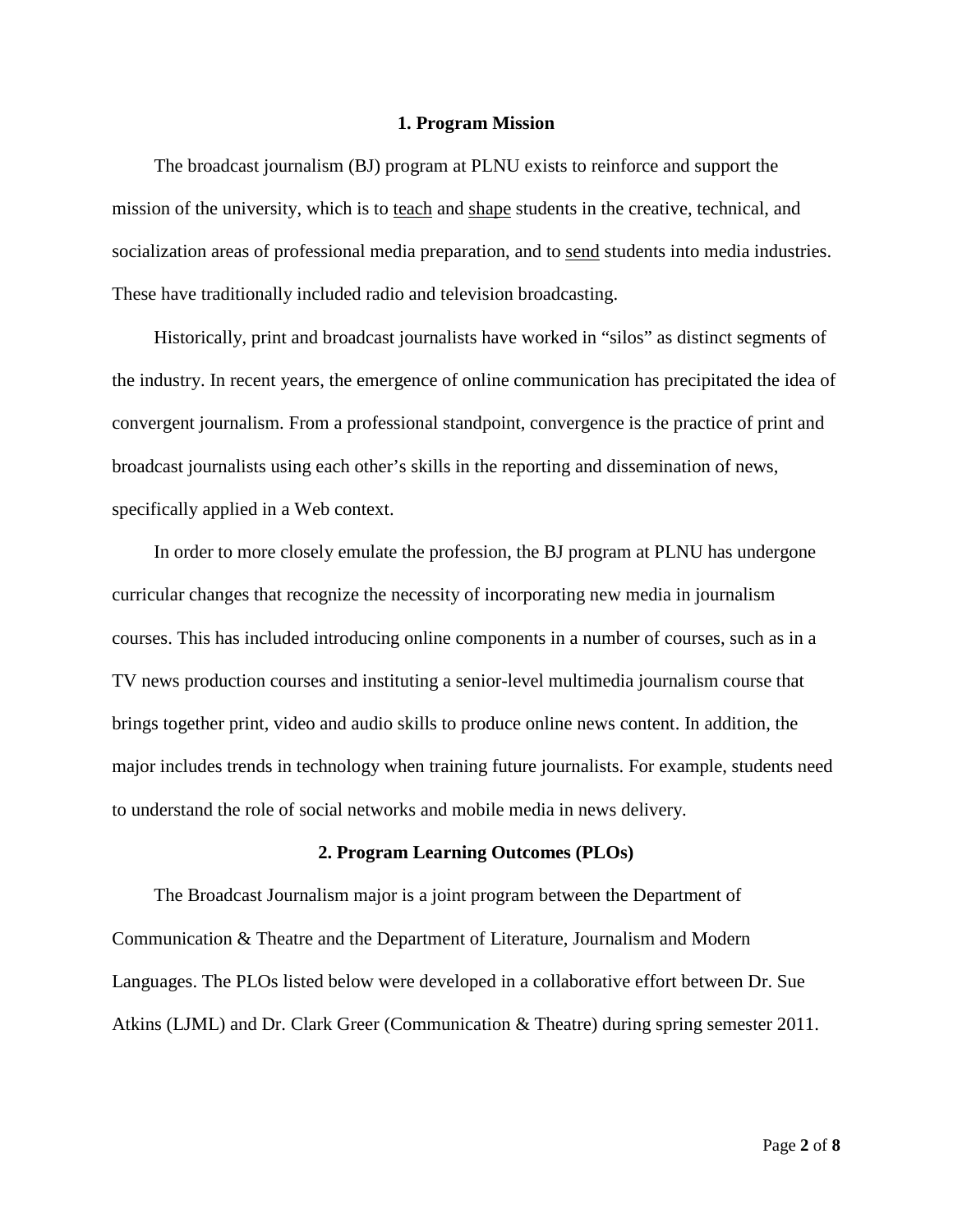## 1. Program Mission

The broadcast journalism (BJ) program at PLNU exists to reinforce and support the mission of the university, which is to teach and shape students in the creative, technical, and socialization areas of professional media preparation, and to send students into media industries. These have traditionally included radio and television broadcasting.

Historically, print and broadcast journalists have worked in "silos" as distinct segments of the industry. In recent years, the emergence of online communication has precipitated the idea of convergent journalism. From a professional standpoint, convergence is the practice of print and broadcast journalists using each other's skills in the reporting and dissemination of news, specifically applied in a Web context.

In order to more closely emulate the profession, the BJ program at PLNU has undergone curricular changes that recognize the necessity of incorporating new media in journalism courses. This has included introducing online components in a number of courses, such as in a TV news production courses and instituting a senior-level multimedia journalism course that brings together print, video and audio skills to produce online news content. In addition, the major includes trends in technology when training future journalists. For example, students need to understand the role of social networks and mobile media in news delivery.

## 2. Program Learning Outcomes (PLOs)

The Broadcast Journalism major is a joint program between the Department of Communication & Theatre and the Department of Literature, Journalism and Modern Languages. The PLOs listed below were developed in a collaborative effort between Dr. Sue Atkins (LJML) and Dr. Clark Greer (Communication & Theatre) during spring semester 2011.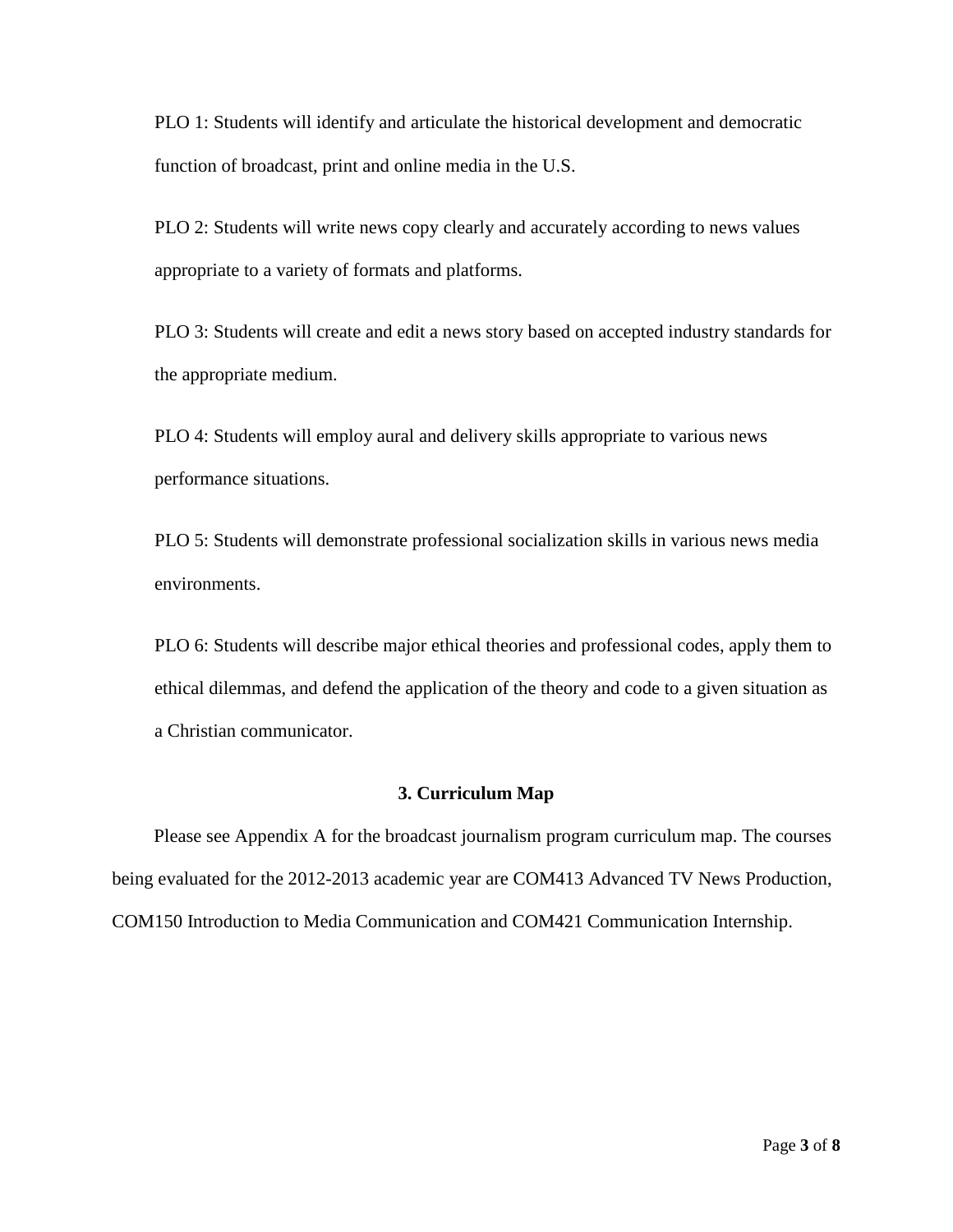PLO 1: Students will identify and articulate the historical development and democratic function of broadcast, print and online media in the U.S.

PLO 2: Students will write news copy clearly and accurately according to news values appropriate to a variety of formats and platforms.

PLO 3: Students will create and edit a news story based on accepted industry standards for the appropriate medium.

PLO 4: Students will employ aural and delivery skills appropriate to various news performance situations.

PLO 5: Students will demonstrate professional socialization skills in various news media environments.

PLO 6: Students will describe major ethical theories and professional codes, apply them to ethical dilemmas, and defend the application of the theory and code to a given situation as a Christian communicator.

## 3. Curriculum Map

Please see Appendix A for the broadcast journalism program curriculum map. The courses being evaluated for the 2012-2013 academic year are COM413 Advanced TV News Production, COM150 Introduction to Media Communication and COM421 Communication Internship.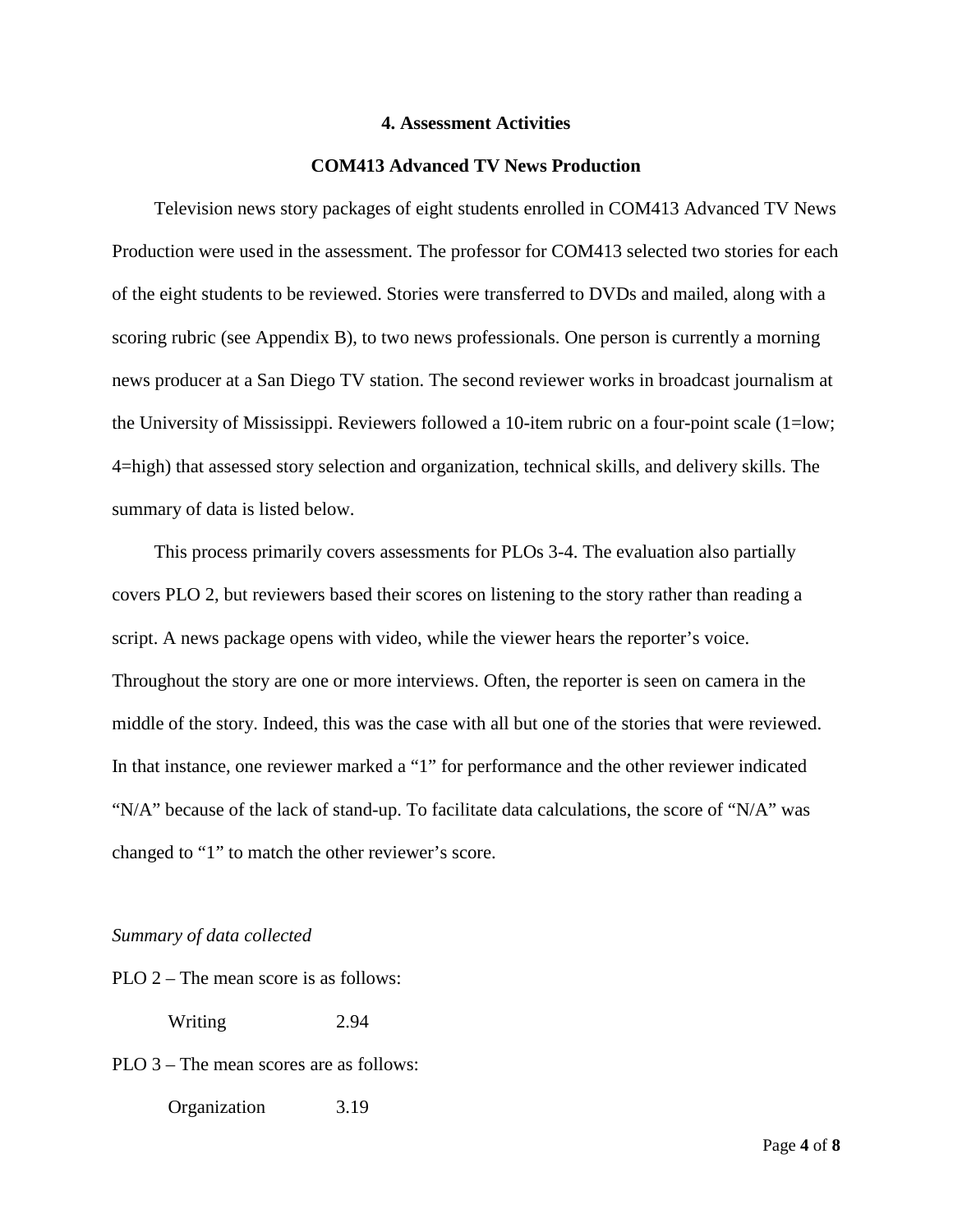## 4. Assessment Activities

### COM413 Advanced TV News Production

Television news story packages of eight students enrolled in COM413 Advanced TV News Production were used in the assessment. The professor for COM413 selected two stories for each of the eight students to be reviewed. Stories were transferred to DVDs and mailed, along with a scoring rubric (see Appendix B), to two news professionals. One person is currently a morning news producer at a San Diego TV station. The second reviewer works in broadcast journalism at the University of Mississippi. Reviewers followed a 10-item rubric on a four-point scale (1=low; 4=high) that assessed story selection and organization, technical skills, and delivery skills. The summary of data is listed below.

This process primarily covers assessments for PLOs 3-4. The evaluation also partially covers PLO 2, but reviewers based their scores on listening to the story rather than reading a script. A news package opens with video, while the viewer hears the reporter's voice. Throughout the story are one or more interviews. Often, the reporter is seen on camera in the middle of the story. Indeed, this was the case with all but one of the stories that were reviewed. In that instance, one reviewer marked a "1" for performance and the other reviewer indicated "N/A" because of the lack of stand-up. To facilitate data calculations, the score of "N/A" was changed to "1" to match the other reviewer's score.

*Summary of data collected*

PLO 2 – The mean score is as follows:

Writing 2.94

PLO 3 – The mean scores are as follows:

Organization 3.19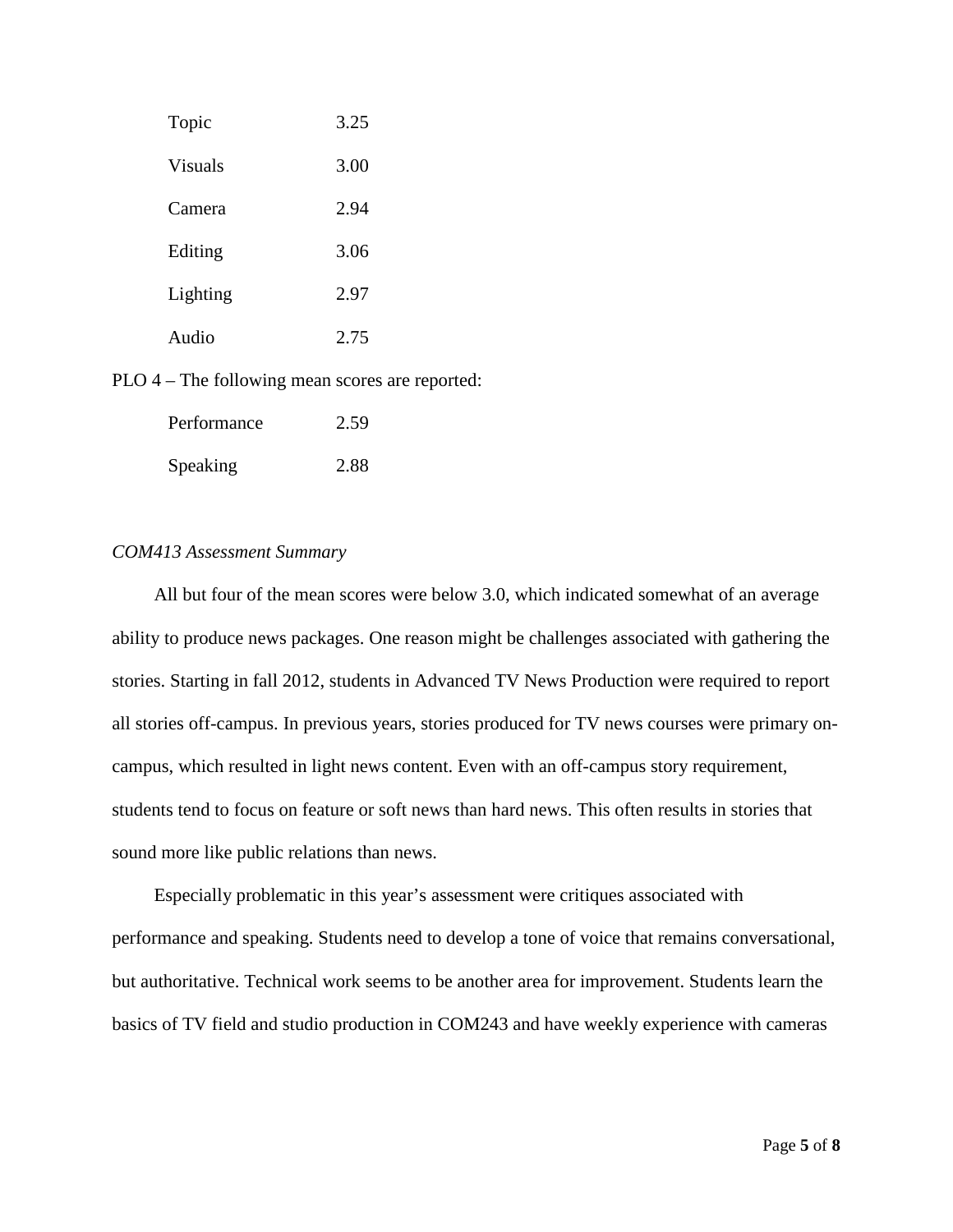| | |
|---|---|
| Topic | 3.25 |
| Visuals | 3.00 |
| Camera | 2.94 |
| Editing | 3.06 |
| Lighting | 2.97 |
| Audio | 2.75 |

PLO 4 – The following mean scores are reported:

| | |
|---|---|
| Performance | 2.59 |
| Speaking | 2.88 |

*COM413 Assessment Summary*

All but four of the mean scores were below 3.0, which indicated somewhat of an average ability to produce news packages. One reason might be challenges associated with gathering the stories. Starting in fall 2012, students in Advanced TV News Production were required to report all stories off-campus. In previous years, stories produced for TV news courses were primary on-campus, which resulted in light news content. Even with an off-campus story requirement, students tend to focus on feature or soft news than hard news. This often results in stories that sound more like public relations than news.

Especially problematic in this year's assessment were critiques associated with performance and speaking. Students need to develop a tone of voice that remains conversational, but authoritative. Technical work seems to be another area for improvement. Students learn the basics of TV field and studio production in COM243 and have weekly experience with cameras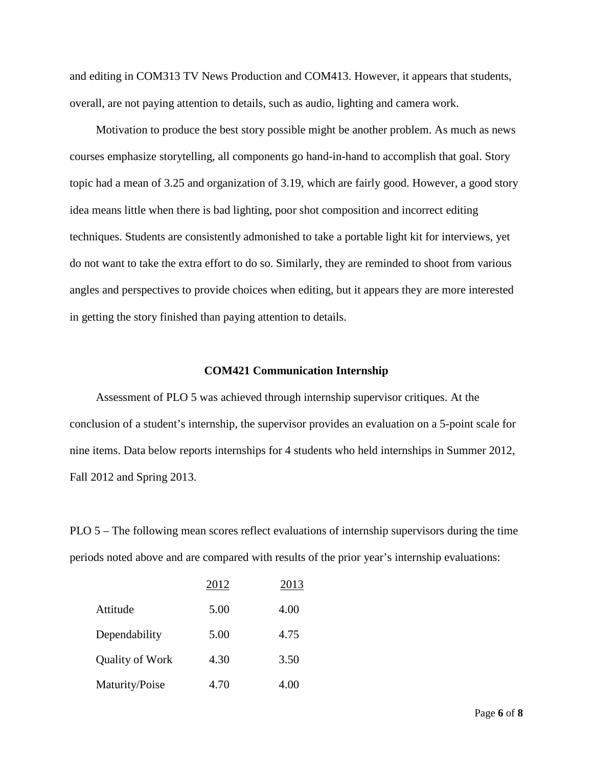and editing in COM313 TV News Production and COM413. However, it appears that students, overall, are not paying attention to details, such as audio, lighting and camera work.

Motivation to produce the best story possible might be another problem. As much as news courses emphasize storytelling, all components go hand-in-hand to accomplish that goal. Story topic had a mean of 3.25 and organization of 3.19, which are fairly good. However, a good story idea means little when there is bad lighting, poor shot composition and incorrect editing techniques. Students are consistently admonished to take a portable light kit for interviews, yet do not want to take the extra effort to do so. Similarly, they are reminded to shoot from various angles and perspectives to provide choices when editing, but it appears they are more interested in getting the story finished than paying attention to details.

### COM421 Communication Internship

Assessment of PLO 5 was achieved through internship supervisor critiques. At the conclusion of a student's internship, the supervisor provides an evaluation on a 5-point scale for nine items. Data below reports internships for 4 students who held internships in Summer 2012, Fall 2012 and Spring 2013.

PLO 5 – The following mean scores reflect evaluations of internship supervisors during the time periods noted above and are compared with results of the prior year's internship evaluations:

| | 2012 | 2013 |
|---|---|---|
| Attitude | 5.00 | 4.00 |
| Dependability | 5.00 | 4.75 |
| Quality of Work | 4.30 | 3.50 |
| Maturity/Poise | 4.70 | 4.00 |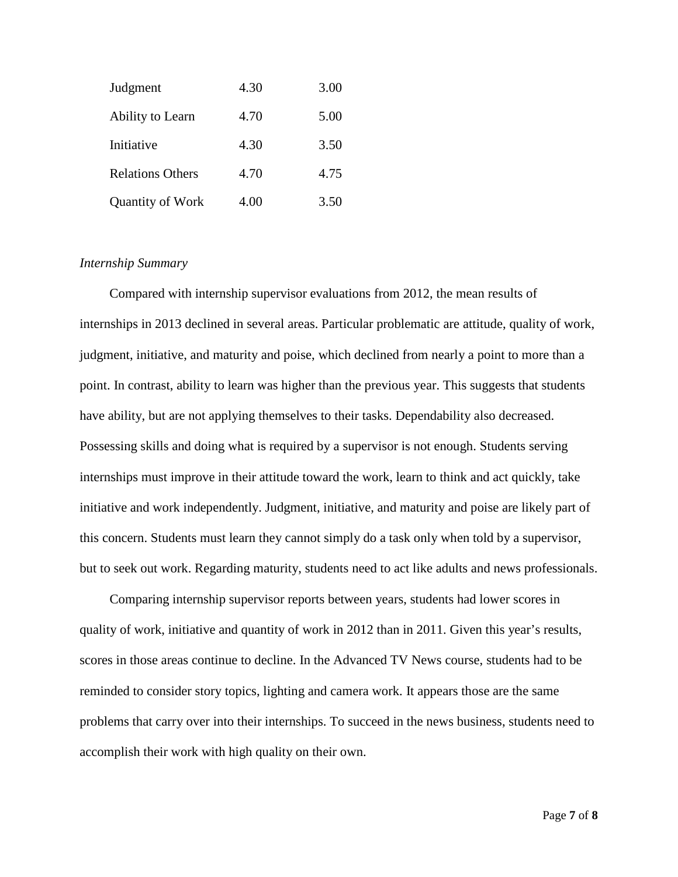| | | |
|---|---|---|
| Judgment | 4.30 | 3.00 |
| Ability to Learn | 4.70 | 5.00 |
| Initiative | 4.30 | 3.50 |
| Relations Others | 4.70 | 4.75 |
| Quantity of Work | 4.00 | 3.50 |

*Internship Summary*

Compared with internship supervisor evaluations from 2012, the mean results of internships in 2013 declined in several areas. Particular problematic are attitude, quality of work, judgment, initiative, and maturity and poise, which declined from nearly a point to more than a point. In contrast, ability to learn was higher than the previous year. This suggests that students have ability, but are not applying themselves to their tasks. Dependability also decreased. Possessing skills and doing what is required by a supervisor is not enough. Students serving internships must improve in their attitude toward the work, learn to think and act quickly, take initiative and work independently. Judgment, initiative, and maturity and poise are likely part of this concern. Students must learn they cannot simply do a task only when told by a supervisor, but to seek out work. Regarding maturity, students need to act like adults and news professionals.

Comparing internship supervisor reports between years, students had lower scores in quality of work, initiative and quantity of work in 2012 than in 2011. Given this year's results, scores in those areas continue to decline. In the Advanced TV News course, students had to be reminded to consider story topics, lighting and camera work. It appears those are the same problems that carry over into their internships. To succeed in the news business, students need to accomplish their work with high quality on their own.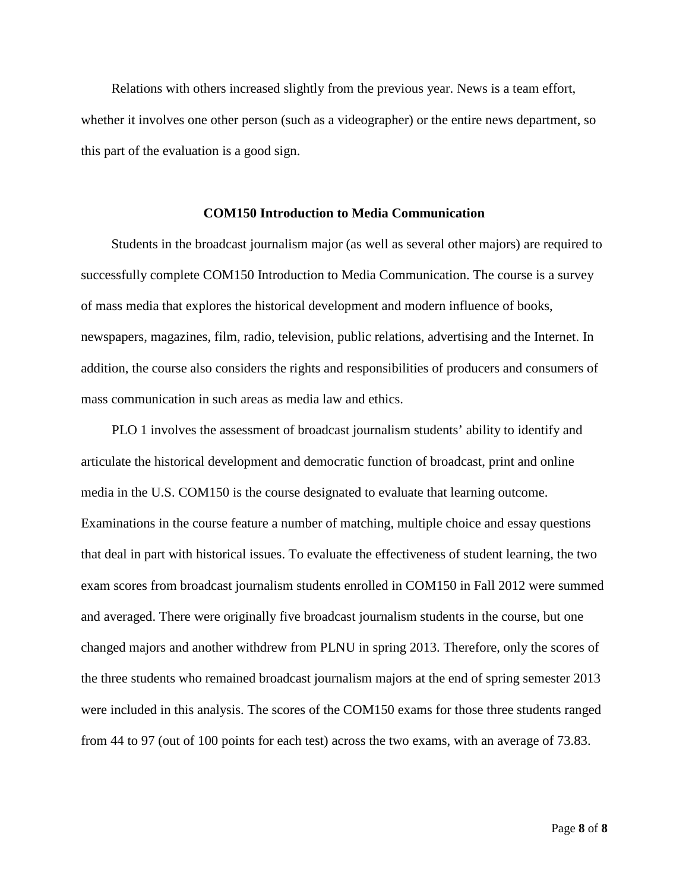Relations with others increased slightly from the previous year. News is a team effort, whether it involves one other person (such as a videographer) or the entire news department, so this part of the evaluation is a good sign.

## COM150 Introduction to Media Communication

Students in the broadcast journalism major (as well as several other majors) are required to successfully complete COM150 Introduction to Media Communication. The course is a survey of mass media that explores the historical development and modern influence of books, newspapers, magazines, film, radio, television, public relations, advertising and the Internet. In addition, the course also considers the rights and responsibilities of producers and consumers of mass communication in such areas as media law and ethics.

PLO 1 involves the assessment of broadcast journalism students' ability to identify and articulate the historical development and democratic function of broadcast, print and online media in the U.S. COM150 is the course designated to evaluate that learning outcome. Examinations in the course feature a number of matching, multiple choice and essay questions that deal in part with historical issues. To evaluate the effectiveness of student learning, the two exam scores from broadcast journalism students enrolled in COM150 in Fall 2012 were summed and averaged. There were originally five broadcast journalism students in the course, but one changed majors and another withdrew from PLNU in spring 2013. Therefore, only the scores of the three students who remained broadcast journalism majors at the end of spring semester 2013 were included in this analysis. The scores of the COM150 exams for those three students ranged from 44 to 97 (out of 100 points for each test) across the two exams, with an average of 73.83.